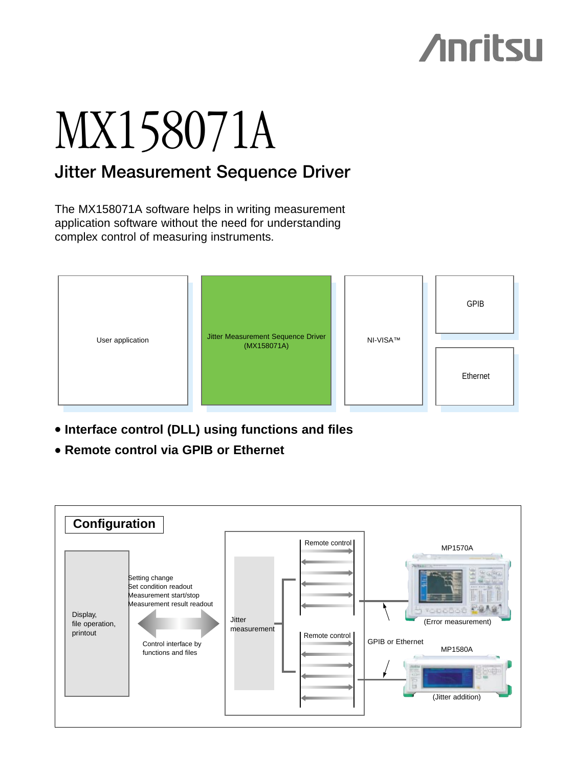# MX158071A

## Jitter Measurement Sequence Driver

The MX158071A software helps in writing measurement application software without the need for understanding complex control of measuring instruments.

User application

Jitter Measurement Sequence Driver (MX158071A)

NI-VISA™

GPIB

Ethernet

- **Interface control (DLL) using functions and files**
- **Remote control via GPIB or Ethernet**

## Configuration

Display, file operation, printout

Setting change
Set condition readout
Measurement start/stop
Measurement result readout

Control interface by functions and files

Jitter measurement

Remote control

Remote control

GPIB or Ethernet

MP1570A

(Error measurement)

MP1580A

(Jitter addition)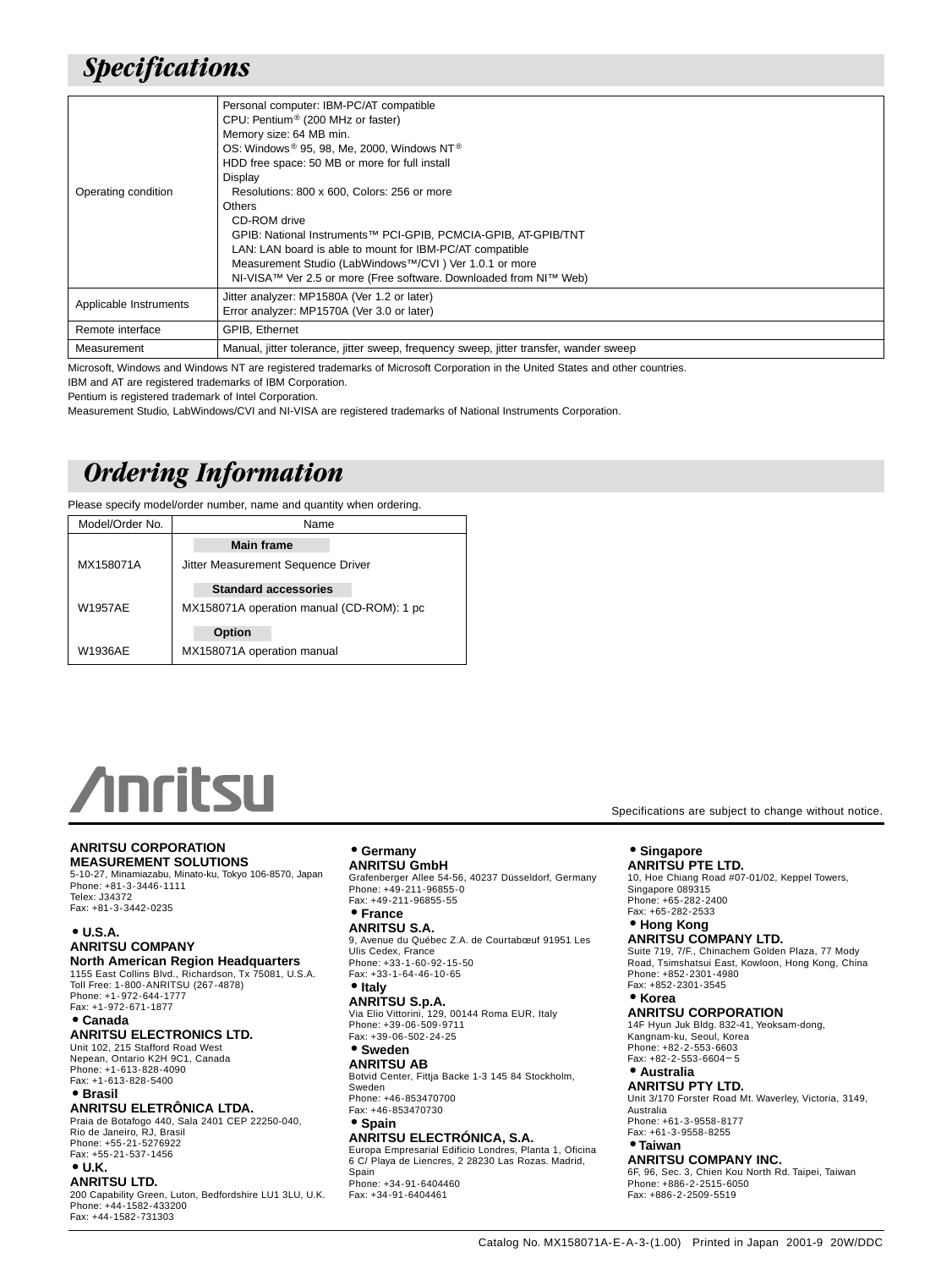## Specifications

| | |
|---|---|
| Operating condition | Personal computer: IBM-PC/AT compatible<br>CPU: Pentium® (200 MHz or faster)<br>Memory size: 64 MB min.<br>OS: Windows® 95, 98, Me, 2000, Windows NT®<br>HDD free space: 50 MB or more for full install<br>Display<br>Resolutions: 800 x 600, Colors: 256 or more<br>Others<br>CD-ROM drive<br>GPIB: National Instruments™ PCI-GPIB, PCMCIA-GPIB, AT-GPIB/TNT<br>LAN: LAN board is able to mount for IBM-PC/AT compatible<br>Measurement Studio (LabWindows™/CVI ) Ver 1.0.1 or more<br>NI-VISA™ Ver 2.5 or more (Free software. Downloaded from NI™ Web) |
| Applicable Instruments | Jitter analyzer: MP1580A (Ver 1.2 or later)<br>Error analyzer: MP1570A (Ver 3.0 or later) |
| Remote interface | GPIB, Ethernet |
| Measurement | Manual, jitter tolerance, jitter sweep, frequency sweep, jitter transfer, wander sweep |

Microsoft, Windows and Windows NT are registered trademarks of Microsoft Corporation in the United States and other countries.
IBM and AT are registered trademarks of IBM Corporation.
Pentium is registered trademark of Intel Corporation.
Measurement Studio, LabWindows/CVI and NI-VISA are registered trademarks of National Instruments Corporation.

## Ordering Information

Please specify model/order number, name and quantity when ordering.

| Model/Order No. | Name |
|---|---|
| | **Main frame** |
| MX158071A | Jitter Measurement Sequence Driver |
| | **Standard accessories** |
| W1957AE | MX158071A operation manual (CD-ROM): 1 pc |
| | **Option** |
| W1936AE | MX158071A operation manual |

Anritsu

Specifications are subject to change without notice.

**ANRITSU CORPORATION**
**MEASUREMENT SOLUTIONS**
5-10-27, Minamiazabu, Minato-ku, Tokyo 106-8570, Japan
Phone: +81-3-3446-1111
Telex: J34372
Fax: +81-3-3442-0235

**• U.S.A.**
**ANRITSU COMPANY**
**North American Region Headquarters**
1155 East Collins Blvd., Richardson, Tx 75081, U.S.A.
Toll Free: 1-800-ANRITSU (267-4878)
Phone: +1-972-644-1777
Fax: +1-972-671-1877

**• Canada**
**ANRITSU ELECTRONICS LTD.**
Unit 102, 215 Stafford Road West
Nepean, Ontario K2H 9C1, Canada
Phone: +1-613-828-4090
Fax: +1-613-828-5400

**• Brasil**
**ANRITSU ELETRÔNICA LTDA.**
Praia de Botafogo 440, Sala 2401 CEP 22250-040,
Rio de Janeiro, RJ, Brasil
Phone: +55-21-5276922
Fax: +55-21-537-1456

**• U.K.**
**ANRITSU LTD.**
200 Capability Green, Luton, Bedfordshire LU1 3LU, U.K.
Phone: +44-1582-433200
Fax: +44-1582-731303

**• Germany**
**ANRITSU GmbH**
Grafenberger Allee 54-56, 40237 Düsseldorf, Germany
Phone: +49-211-96855-0
Fax: +49-211-96855-55

**• France**
**ANRITSU S.A.**
9, Avenue du Québec Z.A. de Courtabœuf 91951 Les Ulis Cedex, France
Phone: +33-1-60-92-15-50
Fax: +33-1-64-46-10-65

**• Italy**
**ANRITSU S.p.A.**
Via Elio Vittorini, 129, 00144 Roma EUR, Italy
Phone: +39-06-509-9711
Fax: +39-06-502-24-25

**• Sweden**
**ANRITSU AB**
Botvid Center, Fittja Backe 1-3 145 84 Stockholm, Sweden
Phone: +46-853470700
Fax: +46-853470730

**• Spain**
**ANRITSU ELECTRÓNICA, S.A.**
Europa Empresarial Edificio Londres, Planta 1, Oficina 6 C/ Playa de Liencres, 2 28230 Las Rozas. Madrid, Spain
Phone: +34-91-6404460
Fax: +34-91-6404461

**• Singapore**
**ANRITSU PTE LTD.**
10, Hoe Chiang Road #07-01/02, Keppel Towers, Singapore 089315
Phone: +65-282-2400
Fax: +65-282-2533

**• Hong Kong**
**ANRITSU COMPANY LTD.**
Suite 719, 7/F., Chinachem Golden Plaza, 77 Mody Road, Tsimshatsui East, Kowloon, Hong Kong, China
Phone: +852-2301-4980
Fax: +852-2301-3545

**• Korea**
**ANRITSU CORPORATION**
14F Hyun Juk Bldg. 832-41, Yeoksam-dong, Kangnam-ku, Seoul, Korea
Phone: +82-2-553-6603
Fax: +82-2-553-6604～5

**• Australia**
**ANRITSU PTY LTD.**
Unit 3/170 Forster Road Mt. Waverley, Victoria, 3149, Australia
Phone: +61-3-9558-8177
Fax: +61-3-9558-8255

**• Taiwan**
**ANRITSU COMPANY INC.**
6F, 96, Sec. 3, Chien Kou North Rd. Taipei, Taiwan
Phone: +886-2-2515-6050
Fax: +886-2-2509-5519

Catalog No. MX158071A-E-A-3-(1.00) Printed in Japan 2001-9 20W/DDC